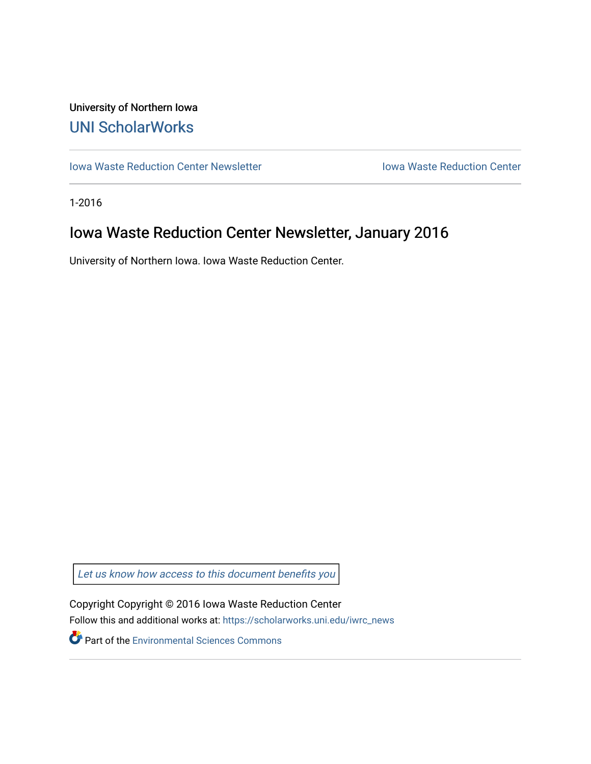University of Northern Iowa

# UNI ScholarWorks

Iowa Waste Reduction Center Newsletter | Iowa Waste Reduction Center

1-2016

## Iowa Waste Reduction Center Newsletter, January 2016

University of Northern Iowa. Iowa Waste Reduction Center.

*Let us know how access to this document benefits you*

Copyright Copyright © 2016 Iowa Waste Reduction Center

Follow this and additional works at: https://scholarworks.uni.edu/iwrc_news

Part of the Environmental Sciences Commons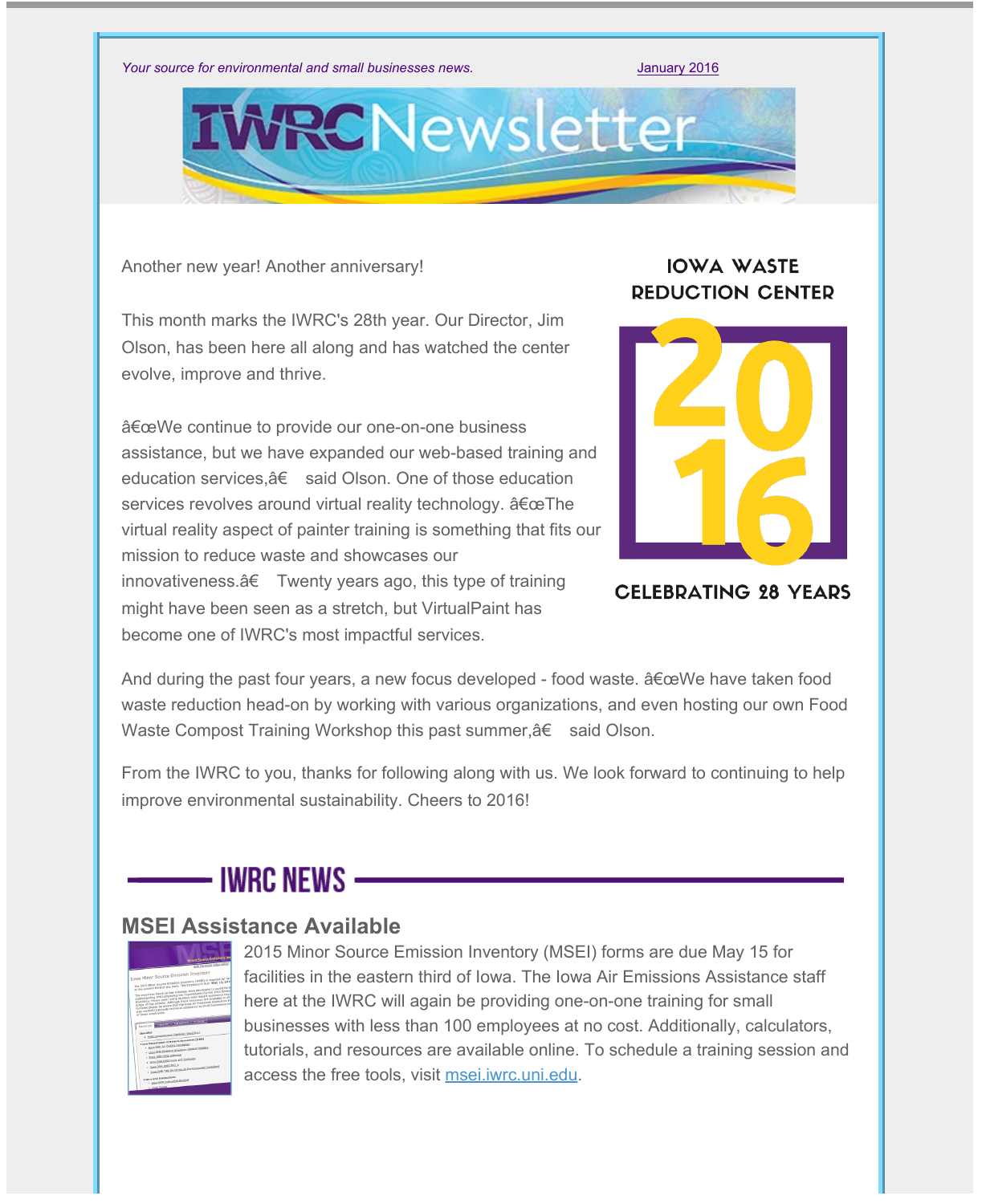*Your source for environmental and small businesses news.* January 2016

# IWRC Newsletter

Another new year! Another anniversary!

This month marks the IWRC's 28th year. Our Director, Jim Olson, has been here all along and has watched the center evolve, improve and thrive.

â€œWe continue to provide our one-on-one business assistance, but we have expanded our web-based training and education services,â€ said Olson. One of those education services revolves around virtual reality technology. â€œThe virtual reality aspect of painter training is something that fits our mission to reduce waste and showcases our innovativeness.â€ Twenty years ago, this type of training might have been seen as a stretch, but VirtualPaint has become one of IWRC's most impactful services.

IOWA WASTE REDUCTION CENTER

2016

CELEBRATING 28 YEARS

And during the past four years, a new focus developed - food waste. â€œWe have taken food waste reduction head-on by working with various organizations, and even hosting our own Food Waste Compost Training Workshop this past summer,â€ said Olson.

From the IWRC to you, thanks for following along with us. We look forward to continuing to help improve environmental sustainability. Cheers to 2016!

## IWRC NEWS

### MSEI Assistance Available

2015 Minor Source Emission Inventory (MSEI) forms are due May 15 for facilities in the eastern third of Iowa. The Iowa Air Emissions Assistance staff here at the IWRC will again be providing one-on-one training for small businesses with less than 100 employees at no cost. Additionally, calculators, tutorials, and resources are available online. To schedule a training session and access the free tools, visit msei.iwrc.uni.edu.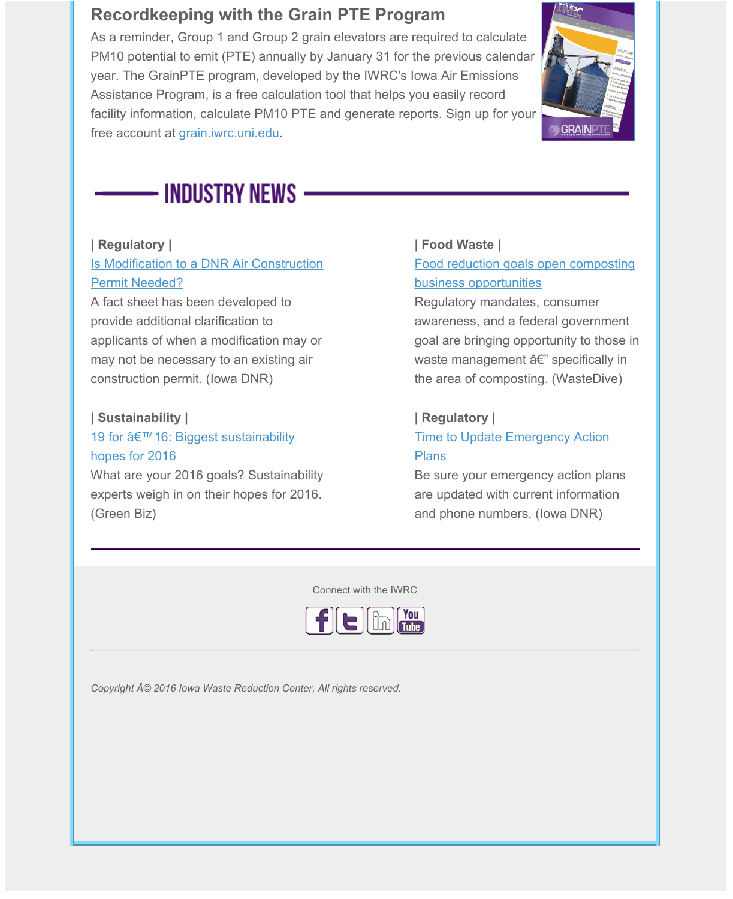## Recordkeeping with the Grain PTE Program

As a reminder, Group 1 and Group 2 grain elevators are required to calculate PM10 potential to emit (PTE) annually by January 31 for the previous calendar year. The GrainPTE program, developed by the IWRC's Iowa Air Emissions Assistance Program, is a free calculation tool that helps you easily record facility information, calculate PM10 PTE and generate reports. Sign up for your free account at grain.iwrc.uni.edu.

## INDUSTRY NEWS

**| Regulatory |**

Is Modification to a DNR Air Construction Permit Needed?

A fact sheet has been developed to provide additional clarification to applicants of when a modification may or may not be necessary to an existing air construction permit. (Iowa DNR)

**| Sustainability |**

19 for â€™16: Biggest sustainability hopes for 2016

What are your 2016 goals? Sustainability experts weigh in on their hopes for 2016. (Green Biz)

**| Food Waste |**

Food reduction goals open composting business opportunities

Regulatory mandates, consumer awareness, and a federal government goal are bringing opportunity to those in waste management â€" specifically in the area of composting. (WasteDive)

**| Regulatory |**

Time to Update Emergency Action Plans

Be sure your emergency action plans are updated with current information and phone numbers. (Iowa DNR)

Connect with the IWRC

*Copyright Â© 2016 Iowa Waste Reduction Center, All rights reserved.*